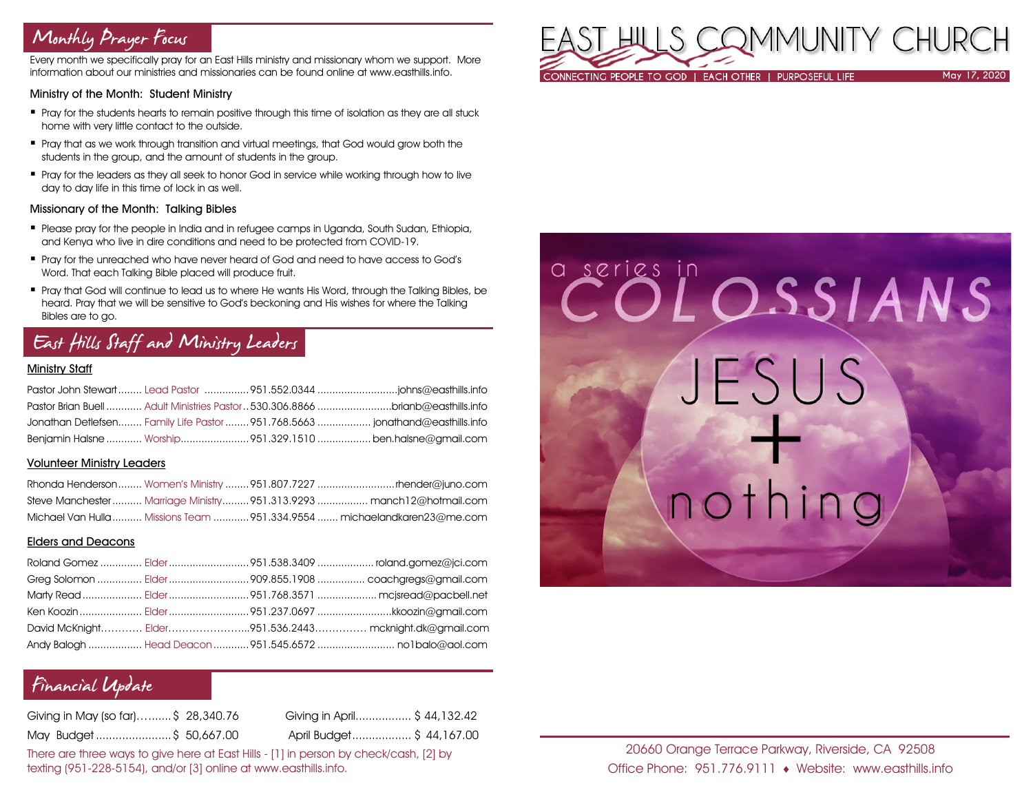## Monthly Prayer Focus

Every month we specifically pray for an East Hills ministry and missionary whom we support. More information about our ministries and missionaries can be found online at www.easthills.info.

### Ministry of the Month: Student Ministry

- Pray for the students hearts to remain positive through this time of isolation as they are all stuck home with very little contact to the outside.
- Pray that as we work through transition and virtual meetings, that God would grow both the students in the group, and the amount of students in the group.
- Pray for the leaders as they all seek to honor God in service while working through how to live day to day life in this time of lock in as well.

### Missionary of the Month: Talking Bibles

- Please pray for the people in India and in refugee camps in Uganda, South Sudan, Ethiopia, and Kenya who live in dire conditions and need to be protected from COVID-19.
- Pray for the unreached who have never heard of God and need to have access to God's Word. That each Talking Bible placed will produce fruit.
- Pray that God will continue to lead us to where He wants His Word, through the Talking Bibles, be heard. Pray that we will be sensitive to God's beckoning and His wishes for where the Talking Bibles are to go.

## East Hills Staff and Ministry Leaders

### Ministry Staff

| Name | Role | Phone | Email |
|---|---|---|---|
| Pastor John Stewart | Lead Pastor | 951.552.0344 | johns@easthills.info |
| Pastor Brian Buell | Adult Ministries Pastor | 530.306.8866 | brianb@easthills.info |
| Jonathan Detlefsen | Family Life Pastor | 951.768.5663 | jonathand@easthills.info |
| Benjamin Halsne | Worship | 951.329.1510 | ben.halsne@gmail.com |

### Volunteer Ministry Leaders

| Name | Role | Phone | Email |
|---|---|---|---|
| Rhonda Henderson | Women's Ministry | 951.807.7227 | rhender@juno.com |
| Steve Manchester | Marriage Ministry | 951.313.9293 | manch12@hotmail.com |
| Michael Van Hulla | Missions Team | 951.334.9554 | michaelandkaren23@me.com |

### Elders and Deacons

| Name | Role | Phone | Email |
|---|---|---|---|
| Roland Gomez | Elder | 951.538.3409 | roland.gomez@jci.com |
| Greg Solomon | Elder | 909.855.1908 | coachgregs@gmail.com |
| Marty Read | Elder | 951.768.3571 | mcjsread@pacbell.net |
| Ken Koozin | Elder | 951.237.0697 | kkoozin@gmail.com |
| David McKnight | Elder | 951.536.2443 | mcknight.dk@gmail.com |
| Andy Balogh | Head Deacon | 951.545.6572 | no1balo@aol.com |

## Financial Update

| | | | |
|---|---|---|---|
| Giving in May (so far) | $ 28,340.76 | Giving in April | $ 44,132.42 |
| May Budget | $ 50,667.00 | April Budget | $ 44,167.00 |

There are three ways to give here at East Hills - [1] in person by check/cash, [2] by texting (951-228-5154), and/or [3] online at www.easthills.info.

# EAST HILLS COMMUNITY CHURCH

CONNECTING PEOPLE TO GOD | EACH OTHER | PURPOSEFUL LIFE

May 17, 2020

a series in COLOSSIANS

JESUS + nothing

20660 Orange Terrace Parkway, Riverside, CA 92508

Office Phone: 951.776.9111 ♦ Website: www.easthills.info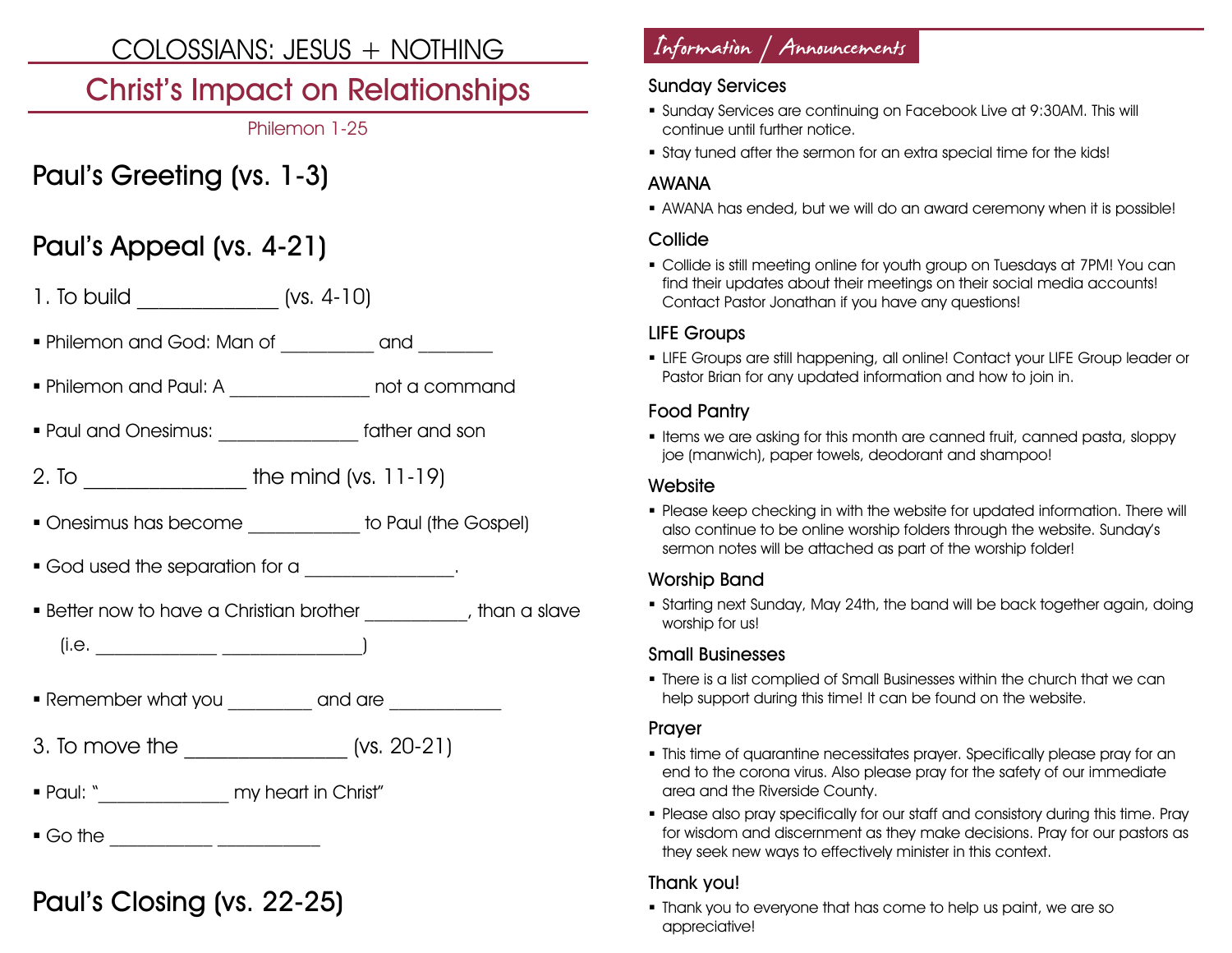# COLOSSIANS: JESUS + NOTHING

## Christ's Impact on Relationships

Philemon 1-25

## Paul's Greeting (vs. 1-3)

## Paul's Appeal (vs. 4-21)

1. To build _____________ (vs. 4-10)

- Philemon and God: Man of _________ and ________
- Philemon and Paul: A _______________ not a command
- Paul and Onesimus: _______________ father and son

2. To _______________ the mind (vs. 11-19)

- Onesimus has become ____________ to Paul (the Gospel)
- God used the separation for a ________________.
- Better now to have a Christian brother ___________, than a slave
  (i.e. _____________ _______________)
- Remember what you _________ and are ____________

3. To move the _______________ (vs. 20-21)

- Paul: "_____________ my heart in Christ"
- Go the ___________ ___________

## Paul's Closing (vs. 22-25)

## Information / Announcements

### Sunday Services

- Sunday Services are continuing on Facebook Live at 9:30AM. This will continue until further notice.
- Stay tuned after the sermon for an extra special time for the kids!

### AWANA

- AWANA has ended, but we will do an award ceremony when it is possible!

### Collide

- Collide is still meeting online for youth group on Tuesdays at 7PM! You can find their updates about their meetings on their social media accounts! Contact Pastor Jonathan if you have any questions!

### LIFE Groups

- LIFE Groups are still happening, all online! Contact your LIFE Group leader or Pastor Brian for any updated information and how to join in.

### Food Pantry

- Items we are asking for this month are canned fruit, canned pasta, sloppy joe (manwich), paper towels, deodorant and shampoo!

### Website

- Please keep checking in with the website for updated information. There will also continue to be online worship folders through the website. Sunday's sermon notes will be attached as part of the worship folder!

### Worship Band

- Starting next Sunday, May 24th, the band will be back together again, doing worship for us!

### Small Businesses

- There is a list complied of Small Businesses within the church that we can help support during this time! It can be found on the website.

### Prayer

- This time of quarantine necessitates prayer. Specifically please pray for an end to the corona virus. Also please pray for the safety of our immediate area and the Riverside County.
- Please also pray specifically for our staff and consistory during this time. Pray for wisdom and discernment as they make decisions. Pray for our pastors as they seek new ways to effectively minister in this context.

### Thank you!

- Thank you to everyone that has come to help us paint, we are so appreciative!